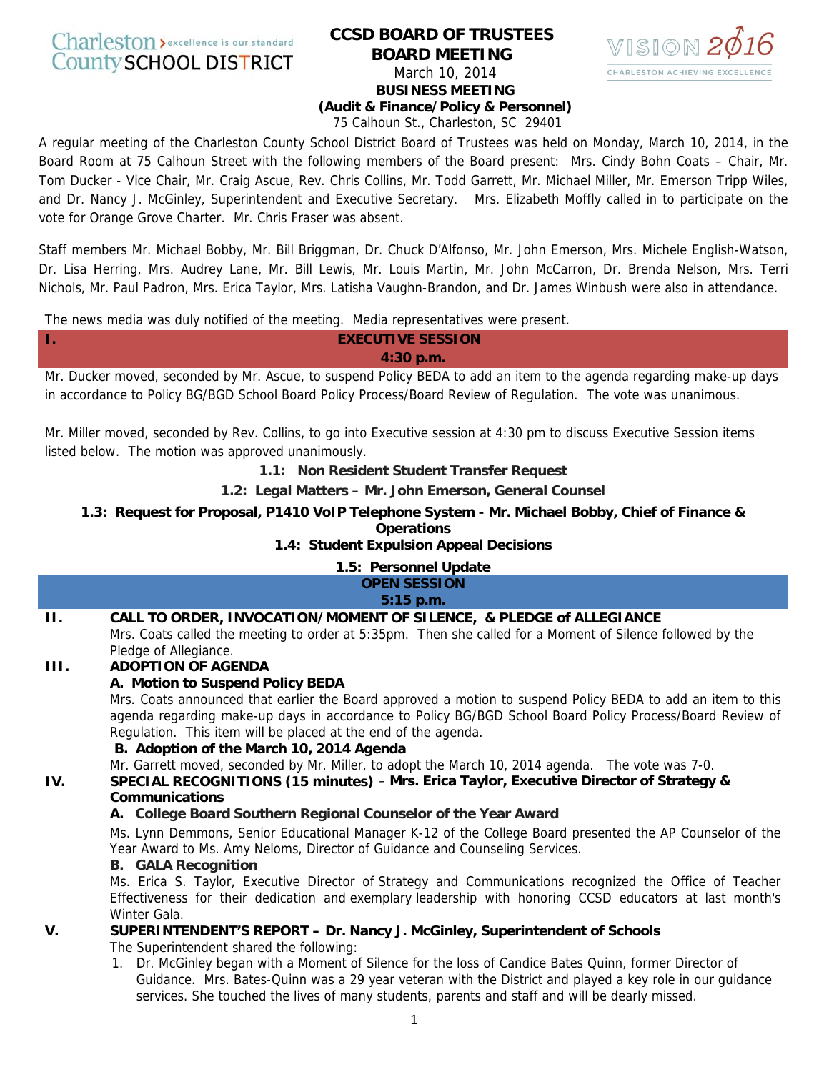Charleston County SCHOOL DISTRICT — excellence is our standard

# CCSD BOARD OF TRUSTEES BOARD MEETING

March 10, 2014

**BUSINESS MEETING**
**(Audit & Finance/Policy & Personnel)**

75 Calhoun St., Charleston, SC 29401

VISION 2016 — CHARLESTON ACHIEVING EXCELLENCE

A regular meeting of the Charleston County School District Board of Trustees was held on Monday, March 10, 2014, in the Board Room at 75 Calhoun Street with the following members of the Board present: Mrs. Cindy Bohn Coats – Chair, Mr. Tom Ducker - Vice Chair, Mr. Craig Ascue, Rev. Chris Collins, Mr. Todd Garrett, Mr. Michael Miller, Mr. Emerson Tripp Wiles, and Dr. Nancy J. McGinley, Superintendent and Executive Secretary. Mrs. Elizabeth Moffly called in to participate on the vote for Orange Grove Charter. Mr. Chris Fraser was absent.

Staff members Mr. Michael Bobby, Mr. Bill Briggman, Dr. Chuck D'Alfonso, Mr. John Emerson, Mrs. Michele English-Watson, Dr. Lisa Herring, Mrs. Audrey Lane, Mr. Bill Lewis, Mr. Louis Martin, Mr. John McCarron, Dr. Brenda Nelson, Mrs. Terri Nichols, Mr. Paul Padron, Mrs. Erica Taylor, Mrs. Latisha Vaughn-Brandon, and Dr. James Winbush were also in attendance.

The news media was duly notified of the meeting. Media representatives were present.

## I. EXECUTIVE SESSION
**4:30 p.m.**

Mr. Ducker moved, seconded by Mr. Ascue, to suspend Policy BEDA to add an item to the agenda regarding make-up days in accordance to Policy BG/BGD School Board Policy Process/Board Review of Regulation. The vote was unanimous.

Mr. Miller moved, seconded by Rev. Collins, to go into Executive session at 4:30 pm to discuss Executive Session items listed below. The motion was approved unanimously.

**1.1: Non Resident Student Transfer Request**

**1.2: Legal Matters – Mr. John Emerson, General Counsel**

**1.3: Request for Proposal, P1410 VoIP Telephone System - Mr. Michael Bobby, Chief of Finance & Operations**

**1.4: Student Expulsion Appeal Decisions**

**1.5: Personnel Update**

## OPEN SESSION
**5:15 p.m.**

## II. CALL TO ORDER, INVOCATION/MOMENT OF SILENCE, & PLEDGE of ALLEGIANCE

Mrs. Coats called the meeting to order at 5:35pm. Then she called for a Moment of Silence followed by the Pledge of Allegiance.

## III. ADOPTION OF AGENDA

**A. Motion to Suspend Policy BEDA**

Mrs. Coats announced that earlier the Board approved a motion to suspend Policy BEDA to add an item to this agenda regarding make-up days in accordance to Policy BG/BGD School Board Policy Process/Board Review of Regulation. This item will be placed at the end of the agenda.

**B. Adoption of the March 10, 2014 Agenda**

Mr. Garrett moved, seconded by Mr. Miller, to adopt the March 10, 2014 agenda. The vote was 7-0.

## IV. SPECIAL RECOGNITIONS (15 minutes) – Mrs. Erica Taylor, Executive Director of Strategy & Communications

**A. College Board Southern Regional Counselor of the Year Award**

Ms. Lynn Demmons, Senior Educational Manager K-12 of the College Board presented the AP Counselor of the Year Award to Ms. Amy Neloms, Director of Guidance and Counseling Services.

**B. GALA Recognition**

Ms. Erica S. Taylor, Executive Director of Strategy and Communications recognized the Office of Teacher Effectiveness for their dedication and exemplary leadership with honoring CCSD educators at last month's Winter Gala.

## V. SUPERINTENDENT'S REPORT – Dr. Nancy J. McGinley, Superintendent of Schools

The Superintendent shared the following:

1. Dr. McGinley began with a Moment of Silence for the loss of Candice Bates Quinn, former Director of Guidance. Mrs. Bates-Quinn was a 29 year veteran with the District and played a key role in our guidance services. She touched the lives of many students, parents and staff and will be dearly missed.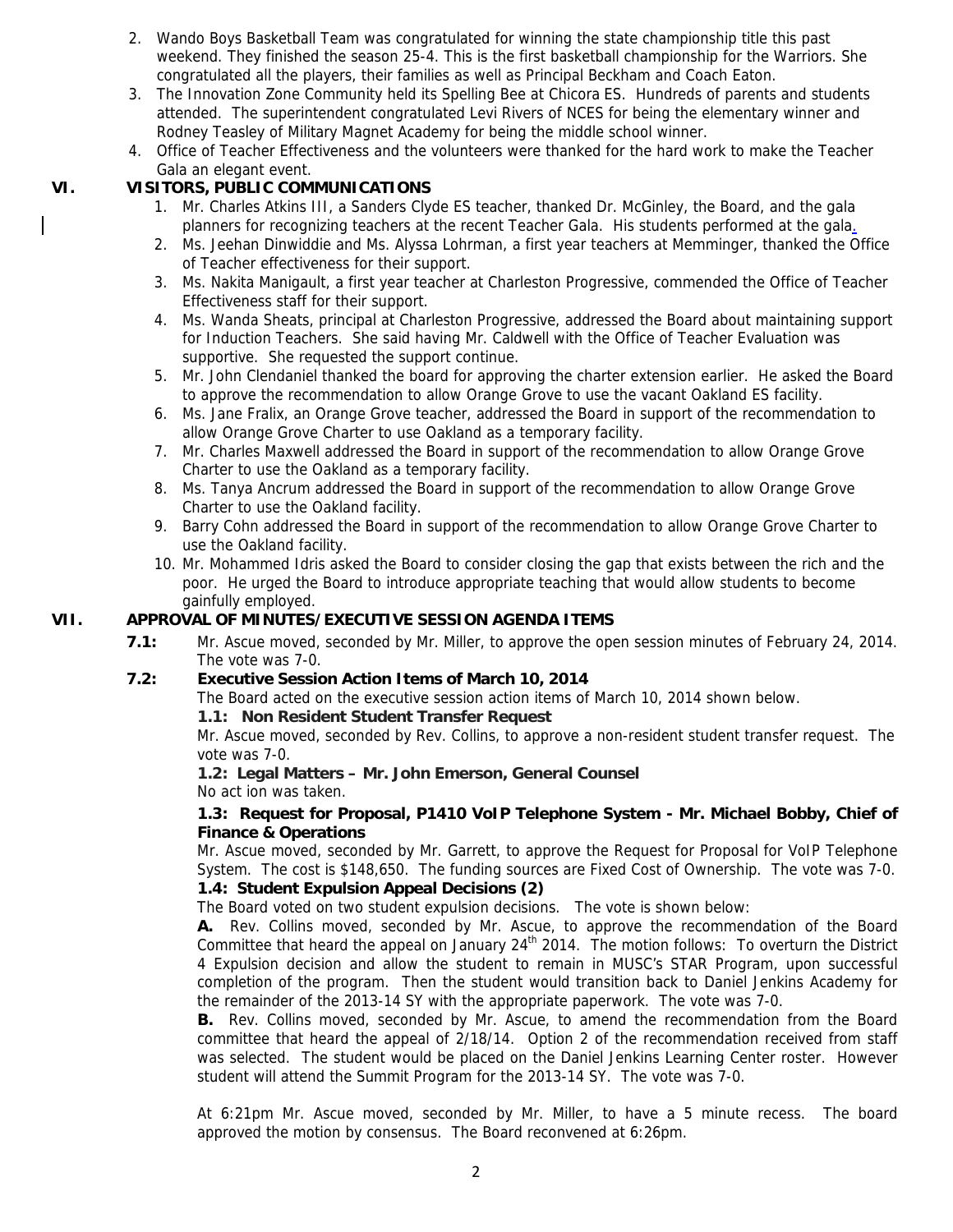2. Wando Boys Basketball Team was congratulated for winning the state championship title this past weekend. They finished the season 25-4. This is the first basketball championship for the Warriors. She congratulated all the players, their families as well as Principal Beckham and Coach Eaton.
3. The Innovation Zone Community held its Spelling Bee at Chicora ES. Hundreds of parents and students attended. The superintendent congratulated Levi Rivers of NCES for being the elementary winner and Rodney Teasley of Military Magnet Academy for being the middle school winner.
4. Office of Teacher Effectiveness and the volunteers were thanked for the hard work to make the Teacher Gala an elegant event.

## VI. VISITORS, PUBLIC COMMUNICATIONS

1. Mr. Charles Atkins III, a Sanders Clyde ES teacher, thanked Dr. McGinley, the Board, and the gala planners for recognizing teachers at the recent Teacher Gala. His students performed at the gala.
2. Ms. Jeehan Dinwiddie and Ms. Alyssa Lohrman, a first year teachers at Memminger, thanked the Office of Teacher effectiveness for their support.
3. Ms. Nakita Manigault, a first year teacher at Charleston Progressive, commended the Office of Teacher Effectiveness staff for their support.
4. Ms. Wanda Sheats, principal at Charleston Progressive, addressed the Board about maintaining support for Induction Teachers. She said having Mr. Caldwell with the Office of Teacher Evaluation was supportive. She requested the support continue.
5. Mr. John Clendaniel thanked the board for approving the charter extension earlier. He asked the Board to approve the recommendation to allow Orange Grove to use the vacant Oakland ES facility.
6. Ms. Jane Fralix, an Orange Grove teacher, addressed the Board in support of the recommendation to allow Orange Grove Charter to use Oakland as a temporary facility.
7. Mr. Charles Maxwell addressed the Board in support of the recommendation to allow Orange Grove Charter to use the Oakland as a temporary facility.
8. Ms. Tanya Ancrum addressed the Board in support of the recommendation to allow Orange Grove Charter to use the Oakland facility.
9. Barry Cohn addressed the Board in support of the recommendation to allow Orange Grove Charter to use the Oakland facility.
10. Mr. Mohammed Idris asked the Board to consider closing the gap that exists between the rich and the poor. He urged the Board to introduce appropriate teaching that would allow students to become gainfully employed.

## VII. APPROVAL OF MINUTES/EXECUTIVE SESSION AGENDA ITEMS

**7.1:** Mr. Ascue moved, seconded by Mr. Miller, to approve the open session minutes of February 24, 2014. The vote was 7-0.

**7.2: Executive Session Action Items of March 10, 2014**

The Board acted on the executive session action items of March 10, 2014 shown below.

**1.1: Non Resident Student Transfer Request**

Mr. Ascue moved, seconded by Rev. Collins, to approve a non-resident student transfer request. The vote was 7-0.

**1.2: Legal Matters – Mr. John Emerson, General Counsel**

No act ion was taken.

**1.3: Request for Proposal, P1410 VoIP Telephone System - Mr. Michael Bobby, Chief of Finance & Operations**

Mr. Ascue moved, seconded by Mr. Garrett, to approve the Request for Proposal for VoIP Telephone System. The cost is $148,650. The funding sources are Fixed Cost of Ownership. The vote was 7-0.

**1.4: Student Expulsion Appeal Decisions (2)**

The Board voted on two student expulsion decisions. The vote is shown below:

**A.** Rev. Collins moved, seconded by Mr. Ascue, to approve the recommendation of the Board Committee that heard the appeal on January 24th 2014. The motion follows: To overturn the District 4 Expulsion decision and allow the student to remain in MUSC's STAR Program, upon successful completion of the program. Then the student would transition back to Daniel Jenkins Academy for the remainder of the 2013-14 SY with the appropriate paperwork. The vote was 7-0.

**B.** Rev. Collins moved, seconded by Mr. Ascue, to amend the recommendation from the Board committee that heard the appeal of 2/18/14. Option 2 of the recommendation received from staff was selected. The student would be placed on the Daniel Jenkins Learning Center roster. However student will attend the Summit Program for the 2013-14 SY. The vote was 7-0.

At 6:21pm Mr. Ascue moved, seconded by Mr. Miller, to have a 5 minute recess. The board approved the motion by consensus. The Board reconvened at 6:26pm.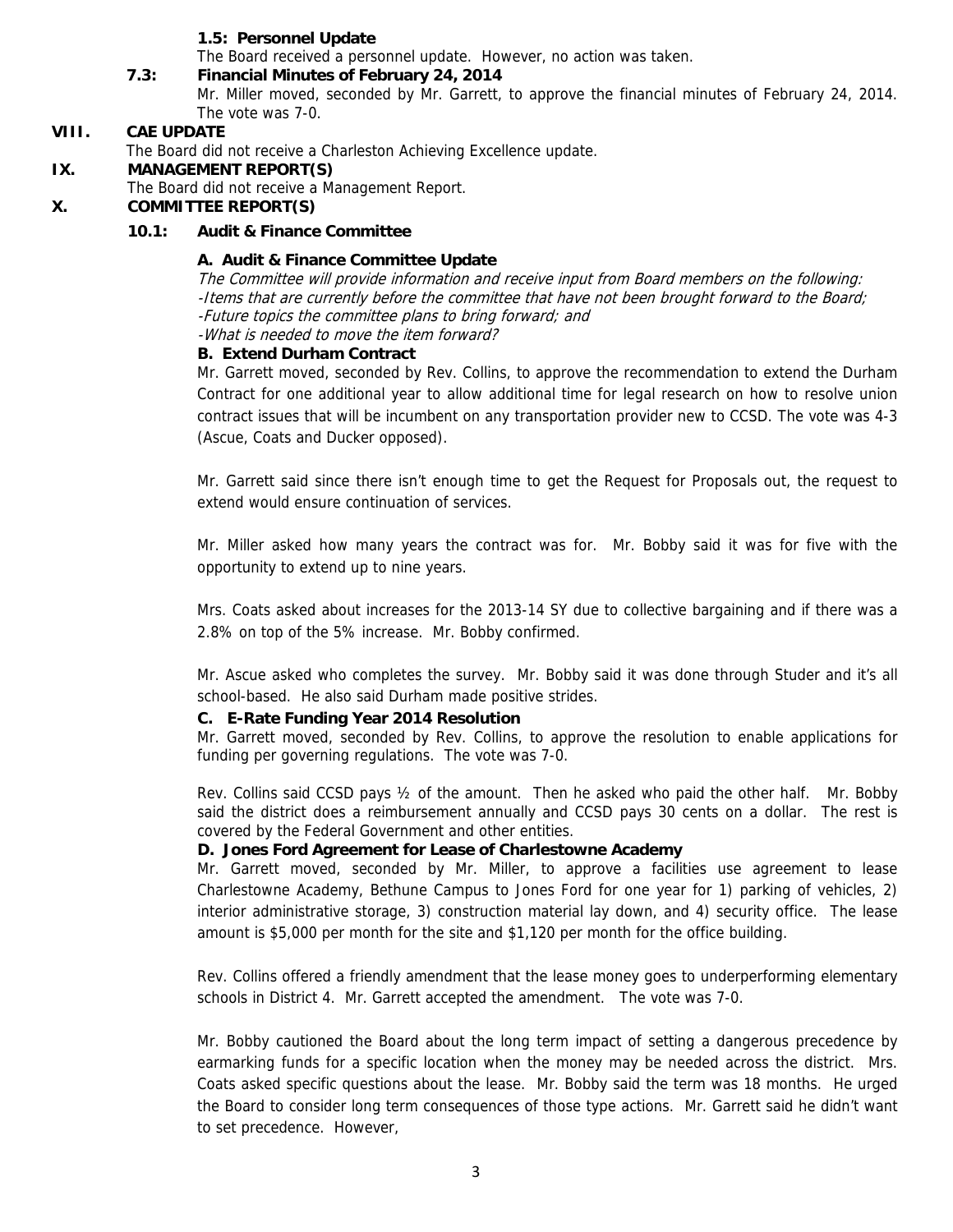**1.5: Personnel Update**

The Board received a personnel update. However, no action was taken.

**7.3: Financial Minutes of February 24, 2014**

Mr. Miller moved, seconded by Mr. Garrett, to approve the financial minutes of February 24, 2014. The vote was 7-0.

## VIII. CAE UPDATE

The Board did not receive a Charleston Achieving Excellence update.

## IX. MANAGEMENT REPORT(S)

The Board did not receive a Management Report.

## X. COMMITTEE REPORT(S)

### 10.1: Audit & Finance Committee

**A. Audit & Finance Committee Update**

*The Committee will provide information and receive input from Board members on the following:*
*-Items that are currently before the committee that have not been brought forward to the Board;*
*-Future topics the committee plans to bring forward; and*
*-What is needed to move the item forward?*

**B. Extend Durham Contract**

Mr. Garrett moved, seconded by Rev. Collins, to approve the recommendation to extend the Durham Contract for one additional year to allow additional time for legal research on how to resolve union contract issues that will be incumbent on any transportation provider new to CCSD. The vote was 4-3 (Ascue, Coats and Ducker opposed).

Mr. Garrett said since there isn't enough time to get the Request for Proposals out, the request to extend would ensure continuation of services.

Mr. Miller asked how many years the contract was for. Mr. Bobby said it was for five with the opportunity to extend up to nine years.

Mrs. Coats asked about increases for the 2013-14 SY due to collective bargaining and if there was a 2.8% on top of the 5% increase. Mr. Bobby confirmed.

Mr. Ascue asked who completes the survey. Mr. Bobby said it was done through Studer and it's all school-based. He also said Durham made positive strides.

**C. E-Rate Funding Year 2014 Resolution**

Mr. Garrett moved, seconded by Rev. Collins, to approve the resolution to enable applications for funding per governing regulations. The vote was 7-0.

Rev. Collins said CCSD pays ½ of the amount. Then he asked who paid the other half. Mr. Bobby said the district does a reimbursement annually and CCSD pays 30 cents on a dollar. The rest is covered by the Federal Government and other entities.

**D. Jones Ford Agreement for Lease of Charlestowne Academy**

Mr. Garrett moved, seconded by Mr. Miller, to approve a facilities use agreement to lease Charlestowne Academy, Bethune Campus to Jones Ford for one year for 1) parking of vehicles, 2) interior administrative storage, 3) construction material lay down, and 4) security office. The lease amount is $5,000 per month for the site and $1,120 per month for the office building.

Rev. Collins offered a friendly amendment that the lease money goes to underperforming elementary schools in District 4. Mr. Garrett accepted the amendment. The vote was 7-0.

Mr. Bobby cautioned the Board about the long term impact of setting a dangerous precedence by earmarking funds for a specific location when the money may be needed across the district. Mrs. Coats asked specific questions about the lease. Mr. Bobby said the term was 18 months. He urged the Board to consider long term consequences of those type actions. Mr. Garrett said he didn't want to set precedence. However,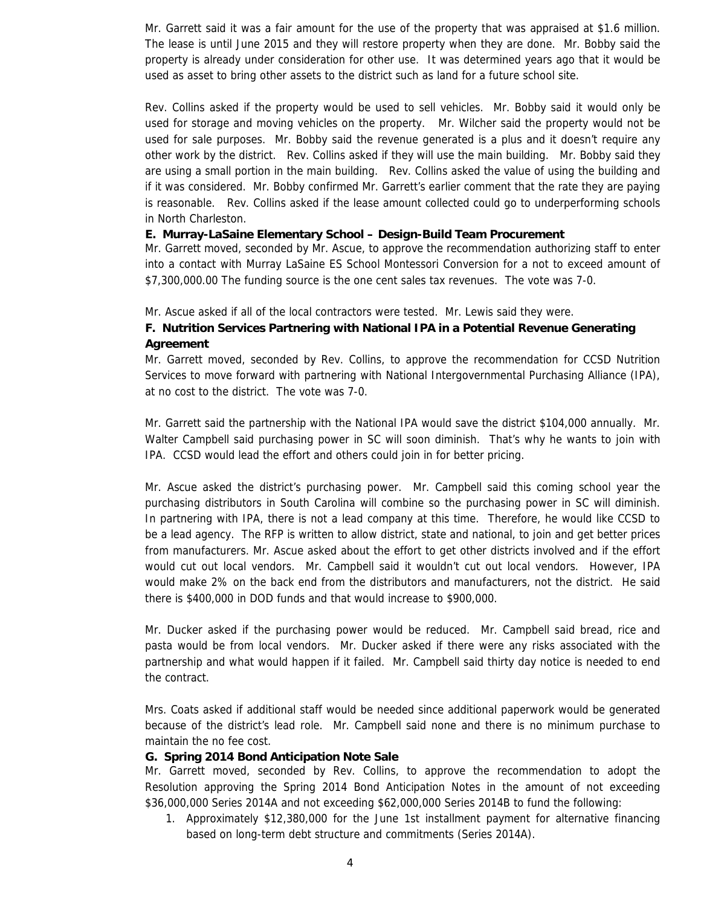Mr. Garrett said it was a fair amount for the use of the property that was appraised at \$1.6 million. The lease is until June 2015 and they will restore property when they are done. Mr. Bobby said the property is already under consideration for other use. It was determined years ago that it would be used as asset to bring other assets to the district such as land for a future school site.

Rev. Collins asked if the property would be used to sell vehicles. Mr. Bobby said it would only be used for storage and moving vehicles on the property. Mr. Wilcher said the property would not be used for sale purposes. Mr. Bobby said the revenue generated is a plus and it doesn't require any other work by the district. Rev. Collins asked if they will use the main building. Mr. Bobby said they are using a small portion in the main building. Rev. Collins asked the value of using the building and if it was considered. Mr. Bobby confirmed Mr. Garrett's earlier comment that the rate they are paying is reasonable. Rev. Collins asked if the lease amount collected could go to underperforming schools in North Charleston.

**E. Murray-LaSaine Elementary School – Design-Build Team Procurement**

Mr. Garrett moved, seconded by Mr. Ascue, to approve the recommendation authorizing staff to enter into a contact with Murray LaSaine ES School Montessori Conversion for a not to exceed amount of \$7,300,000.00 The funding source is the one cent sales tax revenues. The vote was 7-0.

Mr. Ascue asked if all of the local contractors were tested. Mr. Lewis said they were.

**F. Nutrition Services Partnering with National IPA in a Potential Revenue Generating Agreement**

Mr. Garrett moved, seconded by Rev. Collins, to approve the recommendation for CCSD Nutrition Services to move forward with partnering with National Intergovernmental Purchasing Alliance (IPA), at no cost to the district. The vote was 7-0.

Mr. Garrett said the partnership with the National IPA would save the district \$104,000 annually. Mr. Walter Campbell said purchasing power in SC will soon diminish. That's why he wants to join with IPA. CCSD would lead the effort and others could join in for better pricing.

Mr. Ascue asked the district's purchasing power. Mr. Campbell said this coming school year the purchasing distributors in South Carolina will combine so the purchasing power in SC will diminish. In partnering with IPA, there is not a lead company at this time. Therefore, he would like CCSD to be a lead agency. The RFP is written to allow district, state and national, to join and get better prices from manufacturers. Mr. Ascue asked about the effort to get other districts involved and if the effort would cut out local vendors. Mr. Campbell said it wouldn't cut out local vendors. However, IPA would make 2% on the back end from the distributors and manufacturers, not the district. He said there is \$400,000 in DOD funds and that would increase to \$900,000.

Mr. Ducker asked if the purchasing power would be reduced. Mr. Campbell said bread, rice and pasta would be from local vendors. Mr. Ducker asked if there were any risks associated with the partnership and what would happen if it failed. Mr. Campbell said thirty day notice is needed to end the contract.

Mrs. Coats asked if additional staff would be needed since additional paperwork would be generated because of the district's lead role. Mr. Campbell said none and there is no minimum purchase to maintain the no fee cost.

**G. Spring 2014 Bond Anticipation Note Sale**

Mr. Garrett moved, seconded by Rev. Collins, to approve the recommendation to adopt the Resolution approving the Spring 2014 Bond Anticipation Notes in the amount of not exceeding \$36,000,000 Series 2014A and not exceeding \$62,000,000 Series 2014B to fund the following:

1. Approximately \$12,380,000 for the June 1st installment payment for alternative financing based on long-term debt structure and commitments (Series 2014A).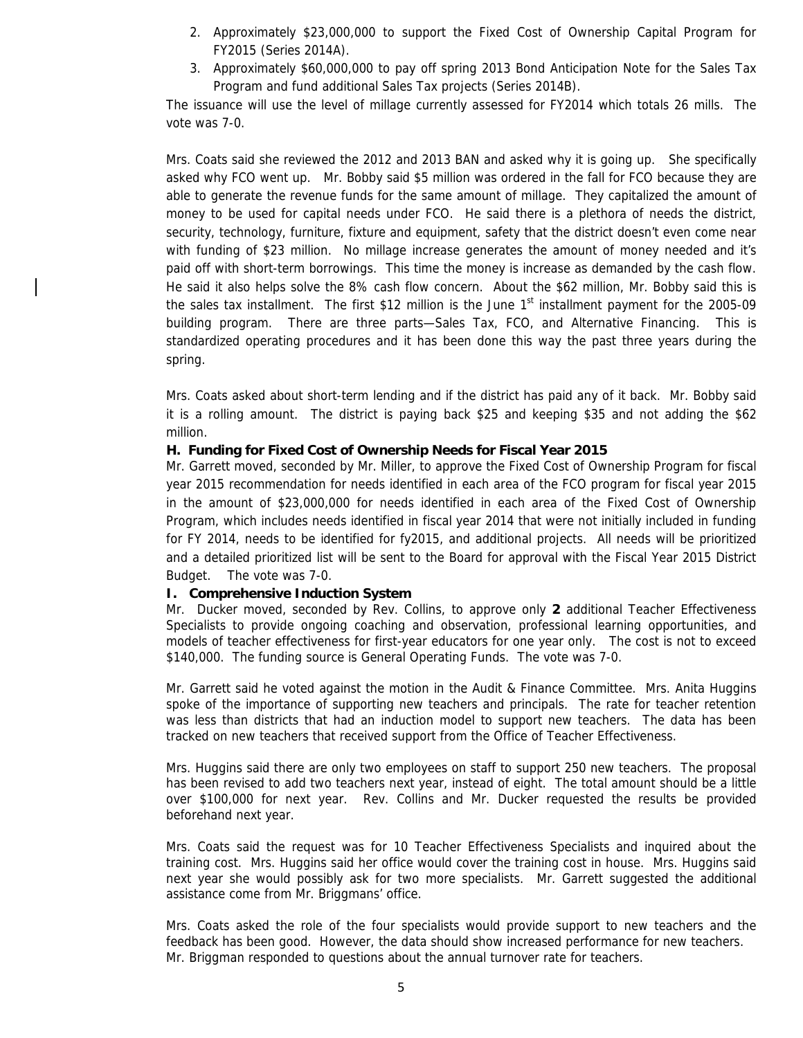2. Approximately $23,000,000 to support the Fixed Cost of Ownership Capital Program for FY2015 (Series 2014A).
3. Approximately $60,000,000 to pay off spring 2013 Bond Anticipation Note for the Sales Tax Program and fund additional Sales Tax projects (Series 2014B).

The issuance will use the level of millage currently assessed for FY2014 which totals 26 mills. The vote was 7-0.

Mrs. Coats said she reviewed the 2012 and 2013 BAN and asked why it is going up. She specifically asked why FCO went up. Mr. Bobby said $5 million was ordered in the fall for FCO because they are able to generate the revenue funds for the same amount of millage. They capitalized the amount of money to be used for capital needs under FCO. He said there is a plethora of needs the district, security, technology, furniture, fixture and equipment, safety that the district doesn't even come near with funding of $23 million. No millage increase generates the amount of money needed and it's paid off with short-term borrowings. This time the money is increase as demanded by the cash flow. He said it also helps solve the 8% cash flow concern. About the $62 million, Mr. Bobby said this is the sales tax installment. The first $12 million is the June 1st installment payment for the 2005-09 building program. There are three parts—Sales Tax, FCO, and Alternative Financing. This is standardized operating procedures and it has been done this way the past three years during the spring.

Mrs. Coats asked about short-term lending and if the district has paid any of it back. Mr. Bobby said it is a rolling amount. The district is paying back $25 and keeping $35 and not adding the $62 million.

**H. Funding for Fixed Cost of Ownership Needs for Fiscal Year 2015**

Mr. Garrett moved, seconded by Mr. Miller, to approve the Fixed Cost of Ownership Program for fiscal year 2015 recommendation for needs identified in each area of the FCO program for fiscal year 2015 in the amount of $23,000,000 for needs identified in each area of the Fixed Cost of Ownership Program, which includes needs identified in fiscal year 2014 that were not initially included in funding for FY 2014, needs to be identified for fy2015, and additional projects. All needs will be prioritized and a detailed prioritized list will be sent to the Board for approval with the Fiscal Year 2015 District Budget. The vote was 7-0.

**I. Comprehensive Induction System**

Mr. Ducker moved, seconded by Rev. Collins, to approve only **2** additional Teacher Effectiveness Specialists to provide ongoing coaching and observation, professional learning opportunities, and models of teacher effectiveness for first-year educators for one year only. The cost is not to exceed $140,000. The funding source is General Operating Funds. The vote was 7-0.

Mr. Garrett said he voted against the motion in the Audit & Finance Committee. Mrs. Anita Huggins spoke of the importance of supporting new teachers and principals. The rate for teacher retention was less than districts that had an induction model to support new teachers. The data has been tracked on new teachers that received support from the Office of Teacher Effectiveness.

Mrs. Huggins said there are only two employees on staff to support 250 new teachers. The proposal has been revised to add two teachers next year, instead of eight. The total amount should be a little over $100,000 for next year. Rev. Collins and Mr. Ducker requested the results be provided beforehand next year.

Mrs. Coats said the request was for 10 Teacher Effectiveness Specialists and inquired about the training cost. Mrs. Huggins said her office would cover the training cost in house. Mrs. Huggins said next year she would possibly ask for two more specialists. Mr. Garrett suggested the additional assistance come from Mr. Briggmans' office.

Mrs. Coats asked the role of the four specialists would provide support to new teachers and the feedback has been good. However, the data should show increased performance for new teachers. Mr. Briggman responded to questions about the annual turnover rate for teachers.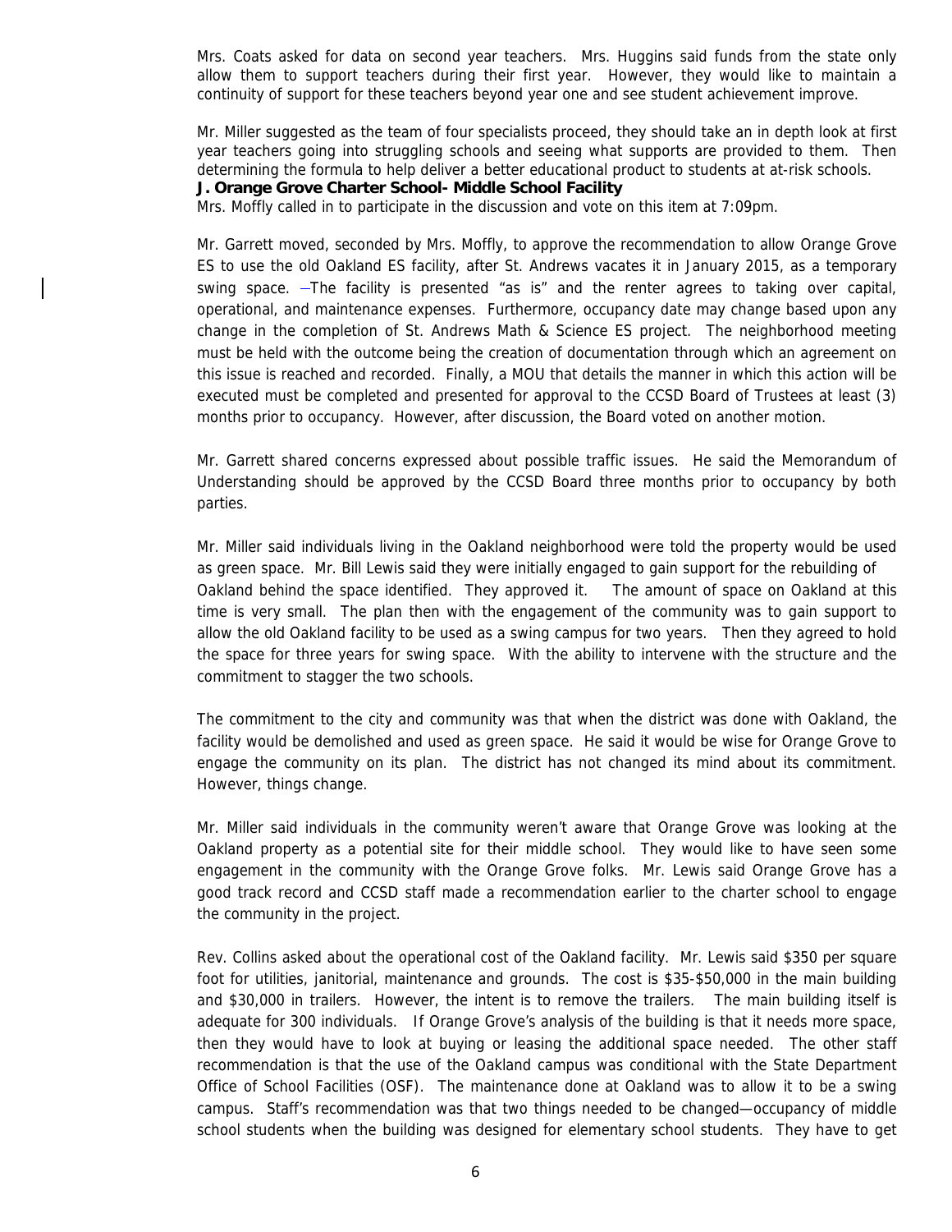Mrs. Coats asked for data on second year teachers. Mrs. Huggins said funds from the state only allow them to support teachers during their first year. However, they would like to maintain a continuity of support for these teachers beyond year one and see student achievement improve.

Mr. Miller suggested as the team of four specialists proceed, they should take an in depth look at first year teachers going into struggling schools and seeing what supports are provided to them. Then determining the formula to help deliver a better educational product to students at at-risk schools.

**J. Orange Grove Charter School- Middle School Facility**

Mrs. Moffly called in to participate in the discussion and vote on this item at 7:09pm.

Mr. Garrett moved, seconded by Mrs. Moffly, to approve the recommendation to allow Orange Grove ES to use the old Oakland ES facility, after St. Andrews vacates it in January 2015, as a temporary swing space. —The facility is presented "as is" and the renter agrees to taking over capital, operational, and maintenance expenses. Furthermore, occupancy date may change based upon any change in the completion of St. Andrews Math & Science ES project. The neighborhood meeting must be held with the outcome being the creation of documentation through which an agreement on this issue is reached and recorded. Finally, a MOU that details the manner in which this action will be executed must be completed and presented for approval to the CCSD Board of Trustees at least (3) months prior to occupancy. However, after discussion, the Board voted on another motion.

Mr. Garrett shared concerns expressed about possible traffic issues. He said the Memorandum of Understanding should be approved by the CCSD Board three months prior to occupancy by both parties.

Mr. Miller said individuals living in the Oakland neighborhood were told the property would be used as green space. Mr. Bill Lewis said they were initially engaged to gain support for the rebuilding of Oakland behind the space identified. They approved it. The amount of space on Oakland at this time is very small. The plan then with the engagement of the community was to gain support to allow the old Oakland facility to be used as a swing campus for two years. Then they agreed to hold the space for three years for swing space. With the ability to intervene with the structure and the commitment to stagger the two schools.

The commitment to the city and community was that when the district was done with Oakland, the facility would be demolished and used as green space. He said it would be wise for Orange Grove to engage the community on its plan. The district has not changed its mind about its commitment. However, things change.

Mr. Miller said individuals in the community weren't aware that Orange Grove was looking at the Oakland property as a potential site for their middle school. They would like to have seen some engagement in the community with the Orange Grove folks. Mr. Lewis said Orange Grove has a good track record and CCSD staff made a recommendation earlier to the charter school to engage the community in the project.

Rev. Collins asked about the operational cost of the Oakland facility. Mr. Lewis said $350 per square foot for utilities, janitorial, maintenance and grounds. The cost is $35-$50,000 in the main building and $30,000 in trailers. However, the intent is to remove the trailers. The main building itself is adequate for 300 individuals. If Orange Grove's analysis of the building is that it needs more space, then they would have to look at buying or leasing the additional space needed. The other staff recommendation is that the use of the Oakland campus was conditional with the State Department Office of School Facilities (OSF). The maintenance done at Oakland was to allow it to be a swing campus. Staff's recommendation was that two things needed to be changed—occupancy of middle school students when the building was designed for elementary school students. They have to get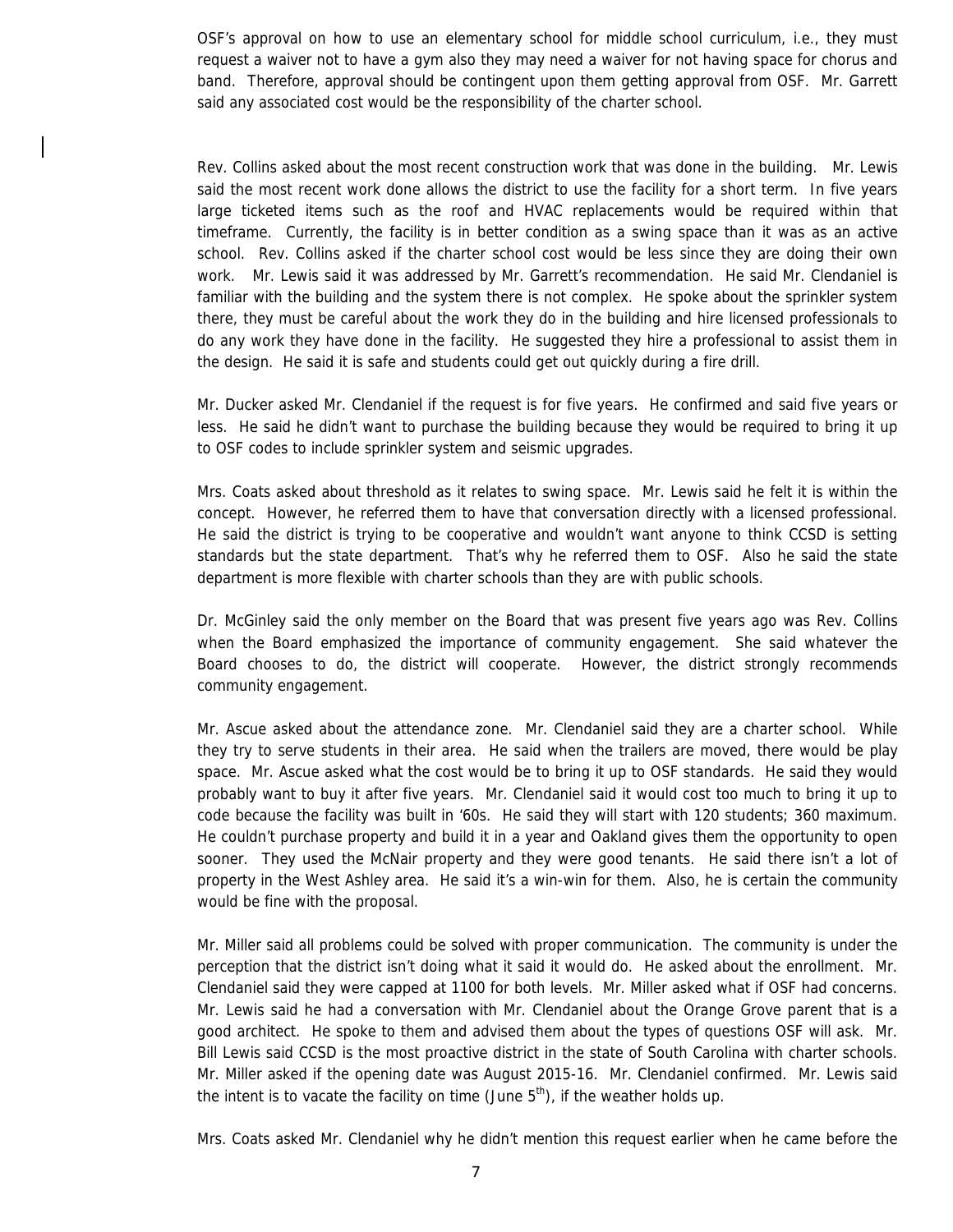OSF's approval on how to use an elementary school for middle school curriculum, i.e., they must request a waiver not to have a gym also they may need a waiver for not having space for chorus and band. Therefore, approval should be contingent upon them getting approval from OSF. Mr. Garrett said any associated cost would be the responsibility of the charter school.

Rev. Collins asked about the most recent construction work that was done in the building. Mr. Lewis said the most recent work done allows the district to use the facility for a short term. In five years large ticketed items such as the roof and HVAC replacements would be required within that timeframe. Currently, the facility is in better condition as a swing space than it was as an active school. Rev. Collins asked if the charter school cost would be less since they are doing their own work. Mr. Lewis said it was addressed by Mr. Garrett's recommendation. He said Mr. Clendaniel is familiar with the building and the system there is not complex. He spoke about the sprinkler system there, they must be careful about the work they do in the building and hire licensed professionals to do any work they have done in the facility. He suggested they hire a professional to assist them in the design. He said it is safe and students could get out quickly during a fire drill.

Mr. Ducker asked Mr. Clendaniel if the request is for five years. He confirmed and said five years or less. He said he didn't want to purchase the building because they would be required to bring it up to OSF codes to include sprinkler system and seismic upgrades.

Mrs. Coats asked about threshold as it relates to swing space. Mr. Lewis said he felt it is within the concept. However, he referred them to have that conversation directly with a licensed professional. He said the district is trying to be cooperative and wouldn't want anyone to think CCSD is setting standards but the state department. That's why he referred them to OSF. Also he said the state department is more flexible with charter schools than they are with public schools.

Dr. McGinley said the only member on the Board that was present five years ago was Rev. Collins when the Board emphasized the importance of community engagement. She said whatever the Board chooses to do, the district will cooperate. However, the district strongly recommends community engagement.

Mr. Ascue asked about the attendance zone. Mr. Clendaniel said they are a charter school. While they try to serve students in their area. He said when the trailers are moved, there would be play space. Mr. Ascue asked what the cost would be to bring it up to OSF standards. He said they would probably want to buy it after five years. Mr. Clendaniel said it would cost too much to bring it up to code because the facility was built in '60s. He said they will start with 120 students; 360 maximum. He couldn't purchase property and build it in a year and Oakland gives them the opportunity to open sooner. They used the McNair property and they were good tenants. He said there isn't a lot of property in the West Ashley area. He said it's a win-win for them. Also, he is certain the community would be fine with the proposal.

Mr. Miller said all problems could be solved with proper communication. The community is under the perception that the district isn't doing what it said it would do. He asked about the enrollment. Mr. Clendaniel said they were capped at 1100 for both levels. Mr. Miller asked what if OSF had concerns. Mr. Lewis said he had a conversation with Mr. Clendaniel about the Orange Grove parent that is a good architect. He spoke to them and advised them about the types of questions OSF will ask. Mr. Bill Lewis said CCSD is the most proactive district in the state of South Carolina with charter schools. Mr. Miller asked if the opening date was August 2015-16. Mr. Clendaniel confirmed. Mr. Lewis said the intent is to vacate the facility on time (June 5th), if the weather holds up.

Mrs. Coats asked Mr. Clendaniel why he didn't mention this request earlier when he came before the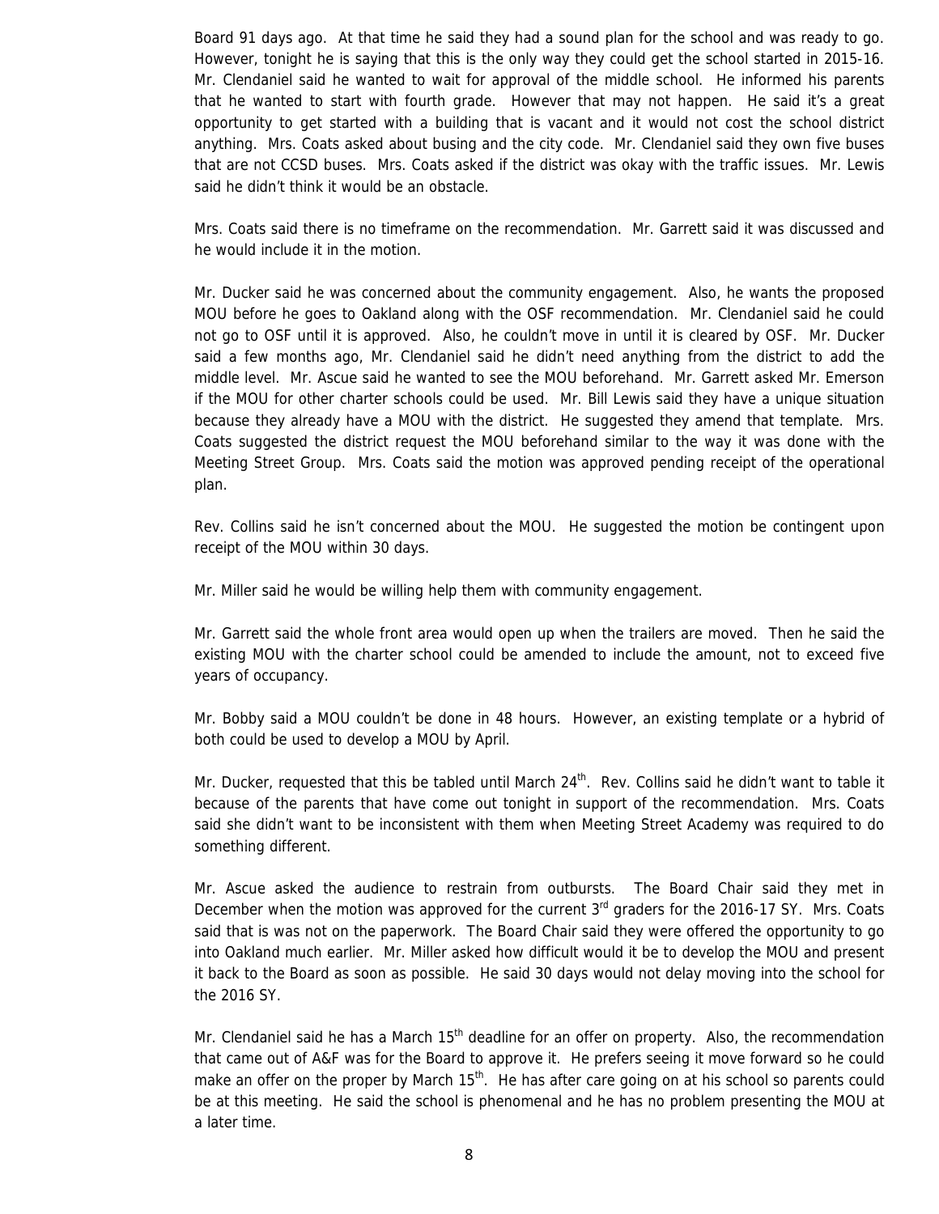Board 91 days ago. At that time he said they had a sound plan for the school and was ready to go. However, tonight he is saying that this is the only way they could get the school started in 2015-16. Mr. Clendaniel said he wanted to wait for approval of the middle school. He informed his parents that he wanted to start with fourth grade. However that may not happen. He said it's a great opportunity to get started with a building that is vacant and it would not cost the school district anything. Mrs. Coats asked about busing and the city code. Mr. Clendaniel said they own five buses that are not CCSD buses. Mrs. Coats asked if the district was okay with the traffic issues. Mr. Lewis said he didn't think it would be an obstacle.

Mrs. Coats said there is no timeframe on the recommendation. Mr. Garrett said it was discussed and he would include it in the motion.

Mr. Ducker said he was concerned about the community engagement. Also, he wants the proposed MOU before he goes to Oakland along with the OSF recommendation. Mr. Clendaniel said he could not go to OSF until it is approved. Also, he couldn't move in until it is cleared by OSF. Mr. Ducker said a few months ago, Mr. Clendaniel said he didn't need anything from the district to add the middle level. Mr. Ascue said he wanted to see the MOU beforehand. Mr. Garrett asked Mr. Emerson if the MOU for other charter schools could be used. Mr. Bill Lewis said they have a unique situation because they already have a MOU with the district. He suggested they amend that template. Mrs. Coats suggested the district request the MOU beforehand similar to the way it was done with the Meeting Street Group. Mrs. Coats said the motion was approved pending receipt of the operational plan.

Rev. Collins said he isn't concerned about the MOU. He suggested the motion be contingent upon receipt of the MOU within 30 days.

Mr. Miller said he would be willing help them with community engagement.

Mr. Garrett said the whole front area would open up when the trailers are moved. Then he said the existing MOU with the charter school could be amended to include the amount, not to exceed five years of occupancy.

Mr. Bobby said a MOU couldn't be done in 48 hours. However, an existing template or a hybrid of both could be used to develop a MOU by April.

Mr. Ducker, requested that this be tabled until March 24th. Rev. Collins said he didn't want to table it because of the parents that have come out tonight in support of the recommendation. Mrs. Coats said she didn't want to be inconsistent with them when Meeting Street Academy was required to do something different.

Mr. Ascue asked the audience to restrain from outbursts. The Board Chair said they met in December when the motion was approved for the current 3rd graders for the 2016-17 SY. Mrs. Coats said that is was not on the paperwork. The Board Chair said they were offered the opportunity to go into Oakland much earlier. Mr. Miller asked how difficult would it be to develop the MOU and present it back to the Board as soon as possible. He said 30 days would not delay moving into the school for the 2016 SY.

Mr. Clendaniel said he has a March 15th deadline for an offer on property. Also, the recommendation that came out of A&F was for the Board to approve it. He prefers seeing it move forward so he could make an offer on the proper by March 15th. He has after care going on at his school so parents could be at this meeting. He said the school is phenomenal and he has no problem presenting the MOU at a later time.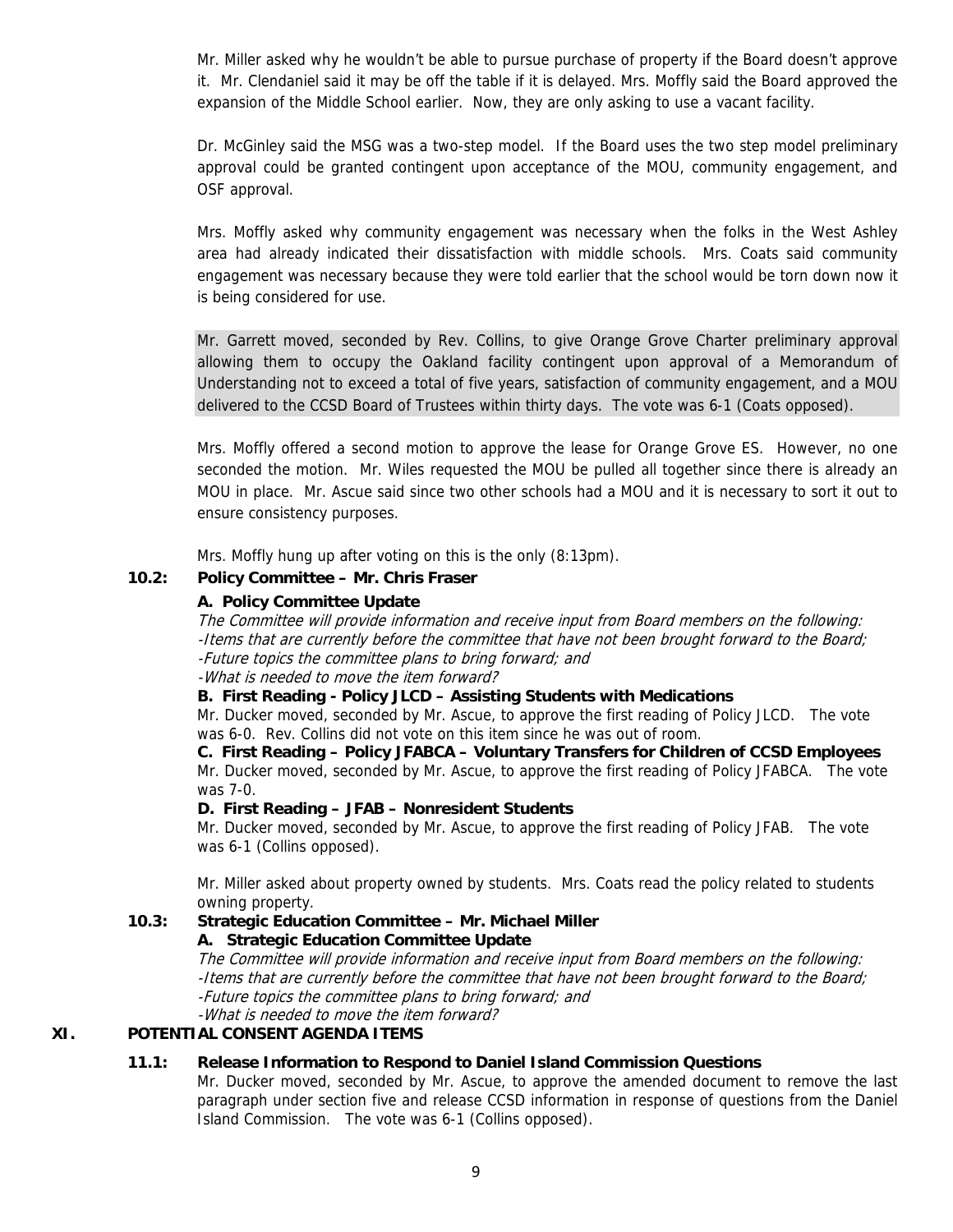Mr. Miller asked why he wouldn't be able to pursue purchase of property if the Board doesn't approve it. Mr. Clendaniel said it may be off the table if it is delayed. Mrs. Moffly said the Board approved the expansion of the Middle School earlier. Now, they are only asking to use a vacant facility.

Dr. McGinley said the MSG was a two-step model. If the Board uses the two step model preliminary approval could be granted contingent upon acceptance of the MOU, community engagement, and OSF approval.

Mrs. Moffly asked why community engagement was necessary when the folks in the West Ashley area had already indicated their dissatisfaction with middle schools. Mrs. Coats said community engagement was necessary because they were told earlier that the school would be torn down now it is being considered for use.

Mr. Garrett moved, seconded by Rev. Collins, to give Orange Grove Charter preliminary approval allowing them to occupy the Oakland facility contingent upon approval of a Memorandum of Understanding not to exceed a total of five years, satisfaction of community engagement, and a MOU delivered to the CCSD Board of Trustees within thirty days. The vote was 6-1 (Coats opposed).

Mrs. Moffly offered a second motion to approve the lease for Orange Grove ES. However, no one seconded the motion. Mr. Wiles requested the MOU be pulled all together since there is already an MOU in place. Mr. Ascue said since two other schools had a MOU and it is necessary to sort it out to ensure consistency purposes.

Mrs. Moffly hung up after voting on this is the only (8:13pm).

**10.2: Policy Committee – Mr. Chris Fraser**

**A. Policy Committee Update**

*The Committee will provide information and receive input from Board members on the following:*
*-Items that are currently before the committee that have not been brought forward to the Board;*
*-Future topics the committee plans to bring forward; and*
*-What is needed to move the item forward?*

**B. First Reading - Policy JLCD – Assisting Students with Medications**

Mr. Ducker moved, seconded by Mr. Ascue, to approve the first reading of Policy JLCD. The vote was 6-0. Rev. Collins did not vote on this item since he was out of room.

**C. First Reading – Policy JFABCA – Voluntary Transfers for Children of CCSD Employees**

Mr. Ducker moved, seconded by Mr. Ascue, to approve the first reading of Policy JFABCA. The vote was 7-0.

**D. First Reading – JFAB – Nonresident Students**

Mr. Ducker moved, seconded by Mr. Ascue, to approve the first reading of Policy JFAB. The vote was 6-1 (Collins opposed).

Mr. Miller asked about property owned by students. Mrs. Coats read the policy related to students owning property.

**10.3: Strategic Education Committee – Mr. Michael Miller**

**A. Strategic Education Committee Update**

*The Committee will provide information and receive input from Board members on the following:*
*-Items that are currently before the committee that have not been brought forward to the Board;*
*-Future topics the committee plans to bring forward; and*
*-What is needed to move the item forward?*

## XI. POTENTIAL CONSENT AGENDA ITEMS

**11.1: Release Information to Respond to Daniel Island Commission Questions**

Mr. Ducker moved, seconded by Mr. Ascue, to approve the amended document to remove the last paragraph under section five and release CCSD information in response of questions from the Daniel Island Commission. The vote was 6-1 (Collins opposed).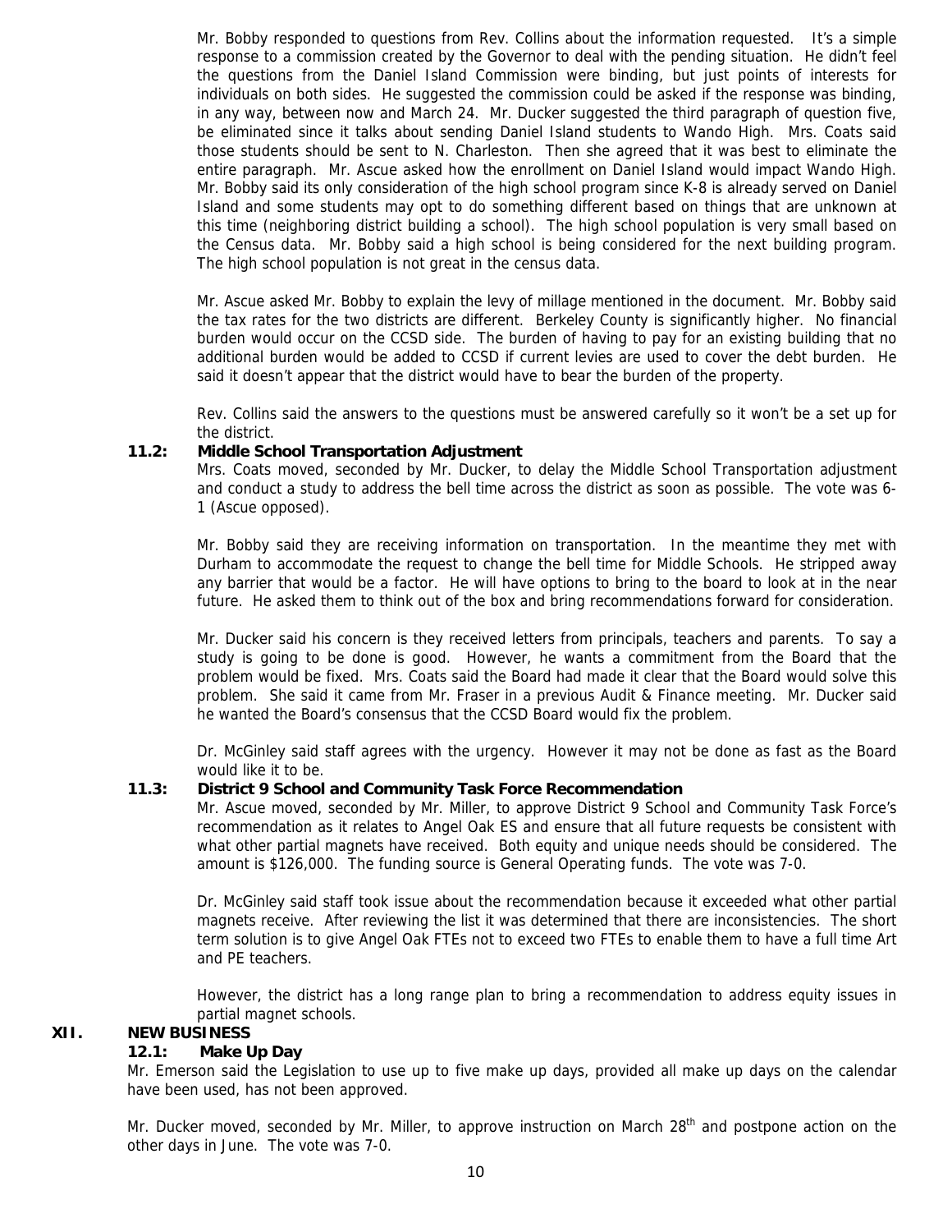Mr. Bobby responded to questions from Rev. Collins about the information requested. It's a simple response to a commission created by the Governor to deal with the pending situation. He didn't feel the questions from the Daniel Island Commission were binding, but just points of interests for individuals on both sides. He suggested the commission could be asked if the response was binding, in any way, between now and March 24. Mr. Ducker suggested the third paragraph of question five, be eliminated since it talks about sending Daniel Island students to Wando High. Mrs. Coats said those students should be sent to N. Charleston. Then she agreed that it was best to eliminate the entire paragraph. Mr. Ascue asked how the enrollment on Daniel Island would impact Wando High. Mr. Bobby said its only consideration of the high school program since K-8 is already served on Daniel Island and some students may opt to do something different based on things that are unknown at this time (neighboring district building a school). The high school population is very small based on the Census data. Mr. Bobby said a high school is being considered for the next building program. The high school population is not great in the census data.

Mr. Ascue asked Mr. Bobby to explain the levy of millage mentioned in the document. Mr. Bobby said the tax rates for the two districts are different. Berkeley County is significantly higher. No financial burden would occur on the CCSD side. The burden of having to pay for an existing building that no additional burden would be added to CCSD if current levies are used to cover the debt burden. He said it doesn't appear that the district would have to bear the burden of the property.

Rev. Collins said the answers to the questions must be answered carefully so it won't be a set up for the district.

### 11.2: Middle School Transportation Adjustment

Mrs. Coats moved, seconded by Mr. Ducker, to delay the Middle School Transportation adjustment and conduct a study to address the bell time across the district as soon as possible. The vote was 6-1 (Ascue opposed).

Mr. Bobby said they are receiving information on transportation. In the meantime they met with Durham to accommodate the request to change the bell time for Middle Schools. He stripped away any barrier that would be a factor. He will have options to bring to the board to look at in the near future. He asked them to think out of the box and bring recommendations forward for consideration.

Mr. Ducker said his concern is they received letters from principals, teachers and parents. To say a study is going to be done is good. However, he wants a commitment from the Board that the problem would be fixed. Mrs. Coats said the Board had made it clear that the Board would solve this problem. She said it came from Mr. Fraser in a previous Audit & Finance meeting. Mr. Ducker said he wanted the Board's consensus that the CCSD Board would fix the problem.

Dr. McGinley said staff agrees with the urgency. However it may not be done as fast as the Board would like it to be.

### 11.3: District 9 School and Community Task Force Recommendation

Mr. Ascue moved, seconded by Mr. Miller, to approve District 9 School and Community Task Force's recommendation as it relates to Angel Oak ES and ensure that all future requests be consistent with what other partial magnets have received. Both equity and unique needs should be considered. The amount is $126,000. The funding source is General Operating funds. The vote was 7-0.

Dr. McGinley said staff took issue about the recommendation because it exceeded what other partial magnets receive. After reviewing the list it was determined that there are inconsistencies. The short term solution is to give Angel Oak FTEs not to exceed two FTEs to enable them to have a full time Art and PE teachers.

However, the district has a long range plan to bring a recommendation to address equity issues in partial magnet schools.

## XII. NEW BUSINESS

### 12.1: Make Up Day

Mr. Emerson said the Legislation to use up to five make up days, provided all make up days on the calendar have been used, has not been approved.

Mr. Ducker moved, seconded by Mr. Miller, to approve instruction on March 28th and postpone action on the other days in June. The vote was 7-0.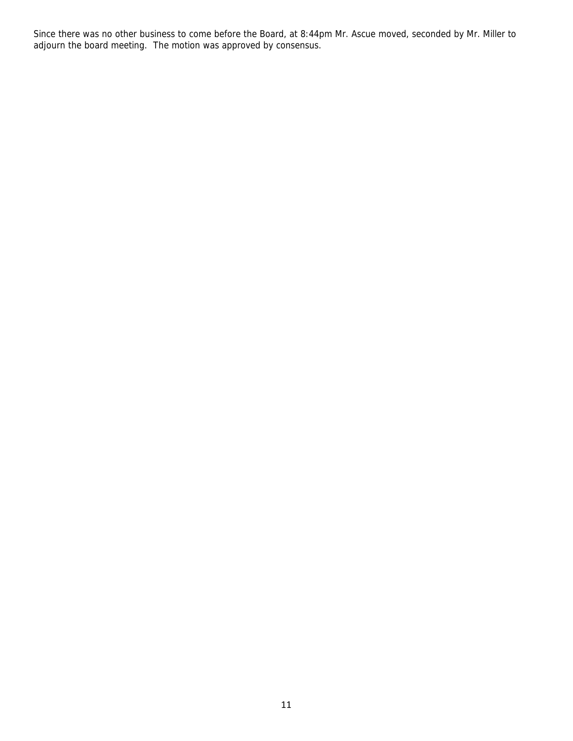Since there was no other business to come before the Board, at 8:44pm Mr. Ascue moved, seconded by Mr. Miller to adjourn the board meeting. The motion was approved by consensus.